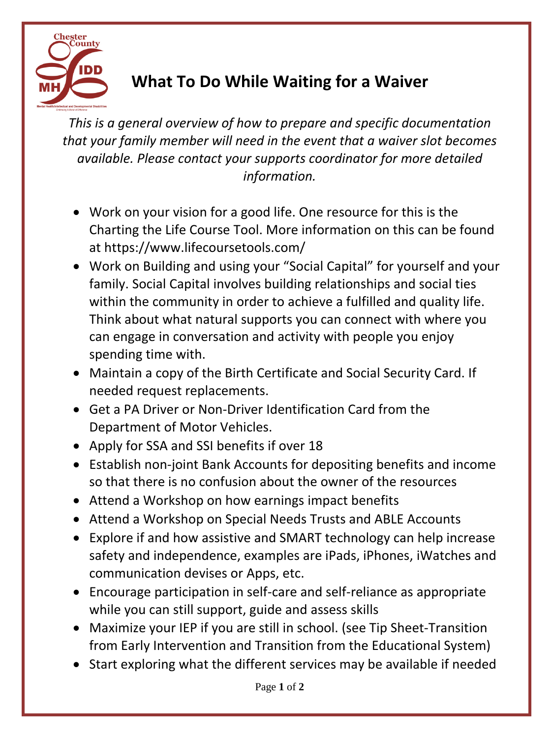# What To Do While Waiting for a Waiver

*This is a general overview of how to prepare and specific documentation that your family member will need in the event that a waiver slot becomes available. Please contact your supports coordinator for more detailed information.*

- Work on your vision for a good life. One resource for this is the Charting the Life Course Tool. More information on this can be found at https://www.lifecoursetools.com/
- Work on Building and using your "Social Capital" for yourself and your family. Social Capital involves building relationships and social ties within the community in order to achieve a fulfilled and quality life. Think about what natural supports you can connect with where you can engage in conversation and activity with people you enjoy spending time with.
- Maintain a copy of the Birth Certificate and Social Security Card. If needed request replacements.
- Get a PA Driver or Non-Driver Identification Card from the Department of Motor Vehicles.
- Apply for SSA and SSI benefits if over 18
- Establish non-joint Bank Accounts for depositing benefits and income so that there is no confusion about the owner of the resources
- Attend a Workshop on how earnings impact benefits
- Attend a Workshop on Special Needs Trusts and ABLE Accounts
- Explore if and how assistive and SMART technology can help increase safety and independence, examples are iPads, iPhones, iWatches and communication devises or Apps, etc.
- Encourage participation in self-care and self-reliance as appropriate while you can still support, guide and assess skills
- Maximize your IEP if you are still in school. (see Tip Sheet-Transition from Early Intervention and Transition from the Educational System)
- Start exploring what the different services may be available if needed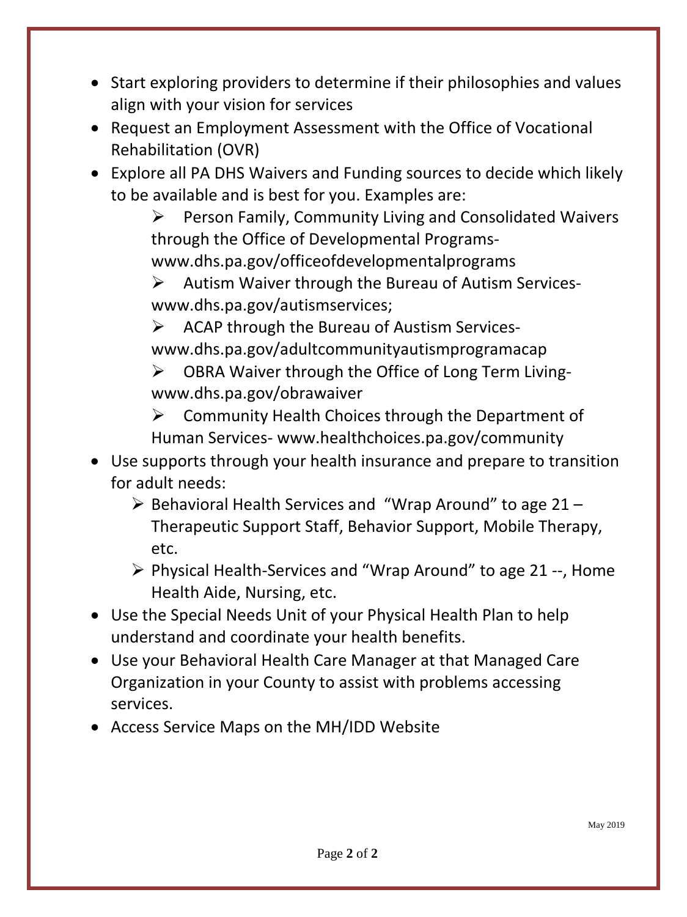- Start exploring providers to determine if their philosophies and values align with your vision for services
- Request an Employment Assessment with the Office of Vocational Rehabilitation (OVR)
- Explore all PA DHS Waivers and Funding sources to decide which likely to be available and is best for you. Examples are:
  - Person Family, Community Living and Consolidated Waivers through the Office of Developmental Programs- www.dhs.pa.gov/officeofdevelopmentalprograms
  - Autism Waiver through the Bureau of Autism Services- www.dhs.pa.gov/autismservices;
  - ACAP through the Bureau of Austism Services- www.dhs.pa.gov/adultcommunityautismprogramacap
  - OBRA Waiver through the Office of Long Term Living- www.dhs.pa.gov/obrawaiver
  - Community Health Choices through the Department of Human Services- www.healthchoices.pa.gov/community
- Use supports through your health insurance and prepare to transition for adult needs:
  - Behavioral Health Services and "Wrap Around" to age 21 – Therapeutic Support Staff, Behavior Support, Mobile Therapy, etc.
  - Physical Health-Services and "Wrap Around" to age 21 --, Home Health Aide, Nursing, etc.
- Use the Special Needs Unit of your Physical Health Plan to help understand and coordinate your health benefits.
- Use your Behavioral Health Care Manager at that Managed Care Organization in your County to assist with problems accessing services.
- Access Service Maps on the MH/IDD Website

May 2019